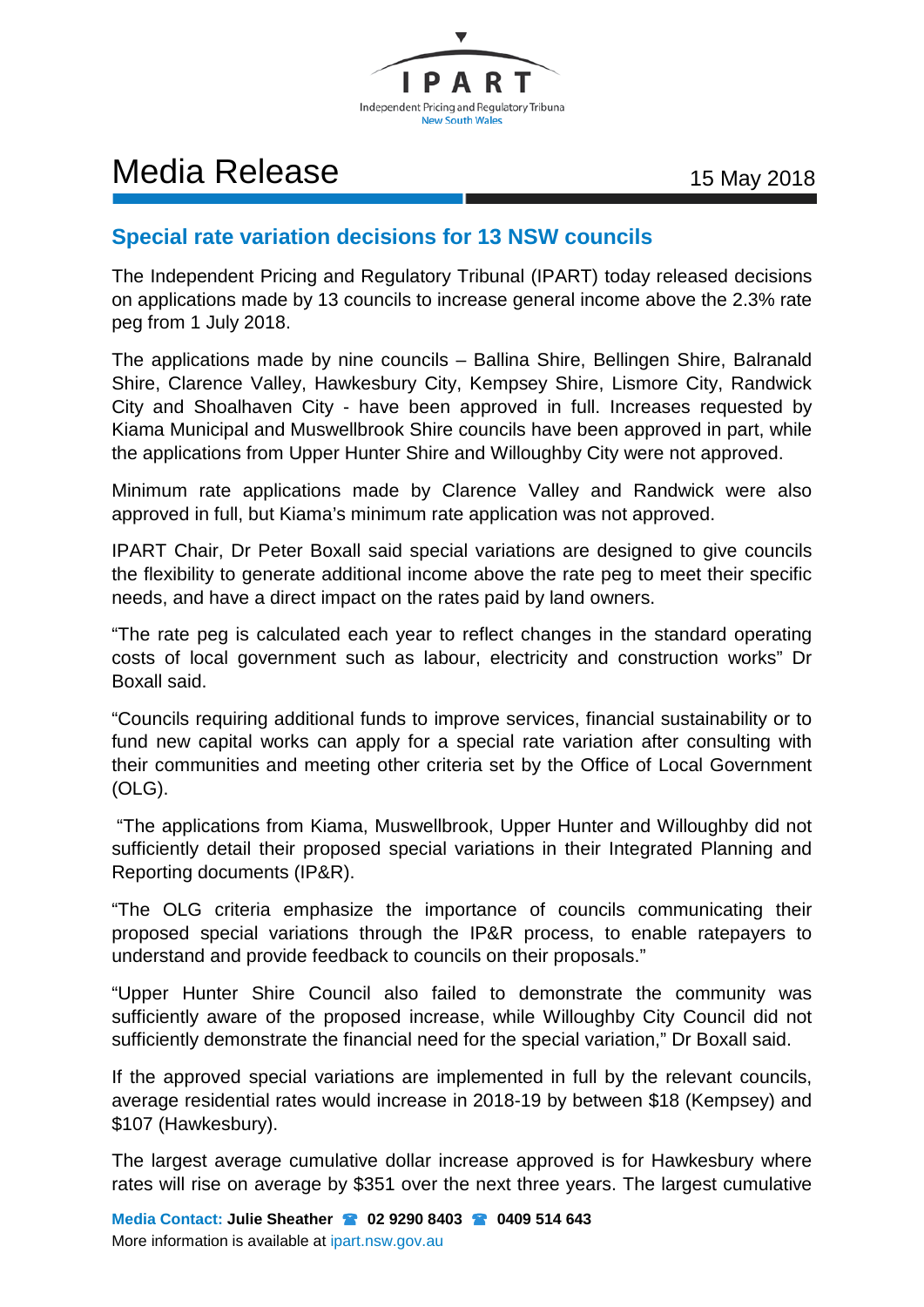IPART

Independent Pricing and Regulatory Tribuna
New South Wales

# Media Release

15 May 2018

## Special rate variation decisions for 13 NSW councils

The Independent Pricing and Regulatory Tribunal (IPART) today released decisions on applications made by 13 councils to increase general income above the 2.3% rate peg from 1 July 2018.

The applications made by nine councils – Ballina Shire, Bellingen Shire, Balranald Shire, Clarence Valley, Hawkesbury City, Kempsey Shire, Lismore City, Randwick City and Shoalhaven City - have been approved in full. Increases requested by Kiama Municipal and Muswellbrook Shire councils have been approved in part, while the applications from Upper Hunter Shire and Willoughby City were not approved.

Minimum rate applications made by Clarence Valley and Randwick were also approved in full, but Kiama's minimum rate application was not approved.

IPART Chair, Dr Peter Boxall said special variations are designed to give councils the flexibility to generate additional income above the rate peg to meet their specific needs, and have a direct impact on the rates paid by land owners.

"The rate peg is calculated each year to reflect changes in the standard operating costs of local government such as labour, electricity and construction works" Dr Boxall said.

"Councils requiring additional funds to improve services, financial sustainability or to fund new capital works can apply for a special rate variation after consulting with their communities and meeting other criteria set by the Office of Local Government (OLG).

"The applications from Kiama, Muswellbrook, Upper Hunter and Willoughby did not sufficiently detail their proposed special variations in their Integrated Planning and Reporting documents (IP&R).

"The OLG criteria emphasize the importance of councils communicating their proposed special variations through the IP&R process, to enable ratepayers to understand and provide feedback to councils on their proposals."

"Upper Hunter Shire Council also failed to demonstrate the community was sufficiently aware of the proposed increase, while Willoughby City Council did not sufficiently demonstrate the financial need for the special variation," Dr Boxall said.

If the approved special variations are implemented in full by the relevant councils, average residential rates would increase in 2018-19 by between $18 (Kempsey) and $107 (Hawkesbury).

The largest average cumulative dollar increase approved is for Hawkesbury where rates will rise on average by $351 over the next three years. The largest cumulative

**Media Contact:** **Julie Sheather** ☎ **02 9290 8403** ☎ **0409 514 643**
More information is available at ipart.nsw.gov.au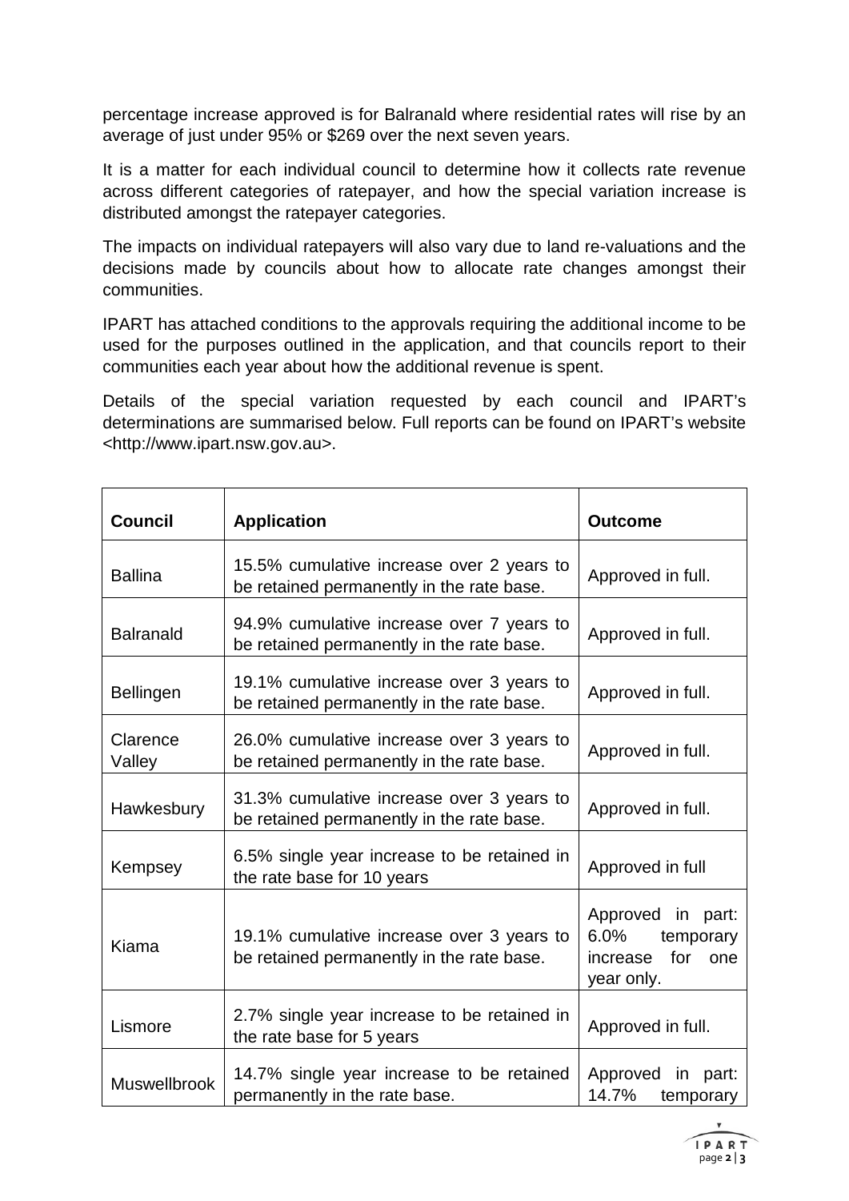percentage increase approved is for Balranald where residential rates will rise by an average of just under 95% or $269 over the next seven years.

It is a matter for each individual council to determine how it collects rate revenue across different categories of ratepayer, and how the special variation increase is distributed amongst the ratepayer categories.

The impacts on individual ratepayers will also vary due to land re-valuations and the decisions made by councils about how to allocate rate changes amongst their communities.

IPART has attached conditions to the approvals requiring the additional income to be used for the purposes outlined in the application, and that councils report to their communities each year about how the additional revenue is spent.

Details of the special variation requested by each council and IPART's determinations are summarised below. Full reports can be found on IPART's website <http://www.ipart.nsw.gov.au>.

| Council | Application | Outcome |
|---|---|---|
| Ballina | 15.5% cumulative increase over 2 years to be retained permanently in the rate base. | Approved in full. |
| Balranald | 94.9% cumulative increase over 7 years to be retained permanently in the rate base. | Approved in full. |
| Bellingen | 19.1% cumulative increase over 3 years to be retained permanently in the rate base. | Approved in full. |
| Clarence Valley | 26.0% cumulative increase over 3 years to be retained permanently in the rate base. | Approved in full. |
| Hawkesbury | 31.3% cumulative increase over 3 years to be retained permanently in the rate base. | Approved in full. |
| Kempsey | 6.5% single year increase to be retained in the rate base for 10 years | Approved in full |
| Kiama | 19.1% cumulative increase over 3 years to be retained permanently in the rate base. | Approved in part: 6.0% temporary increase for one year only. |
| Lismore | 2.7% single year increase to be retained in the rate base for 5 years | Approved in full. |
| Muswellbrook | 14.7% single year increase to be retained permanently in the rate base. | Approved in part: 14.7% temporary |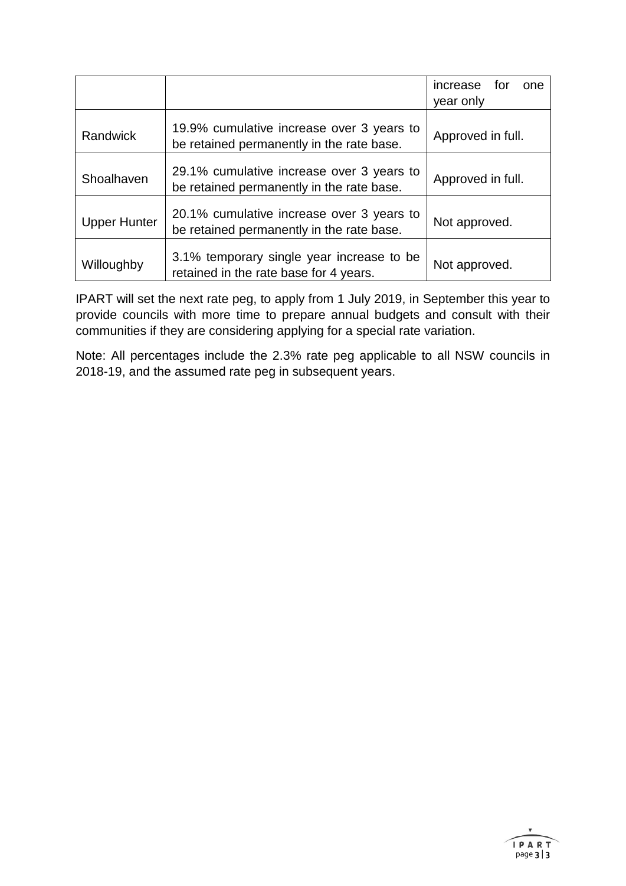| | | |
|---|---|---|
| | | increase for one year only |
| Randwick | 19.9% cumulative increase over 3 years to be retained permanently in the rate base. | Approved in full. |
| Shoalhaven | 29.1% cumulative increase over 3 years to be retained permanently in the rate base. | Approved in full. |
| Upper Hunter | 20.1% cumulative increase over 3 years to be retained permanently in the rate base. | Not approved. |
| Willoughby | 3.1% temporary single year increase to be retained in the rate base for 4 years. | Not approved. |

IPART will set the next rate peg, to apply from 1 July 2019, in September this year to provide councils with more time to prepare annual budgets and consult with their communities if they are considering applying for a special rate variation.

Note: All percentages include the 2.3% rate peg applicable to all NSW councils in 2018-19, and the assumed rate peg in subsequent years.